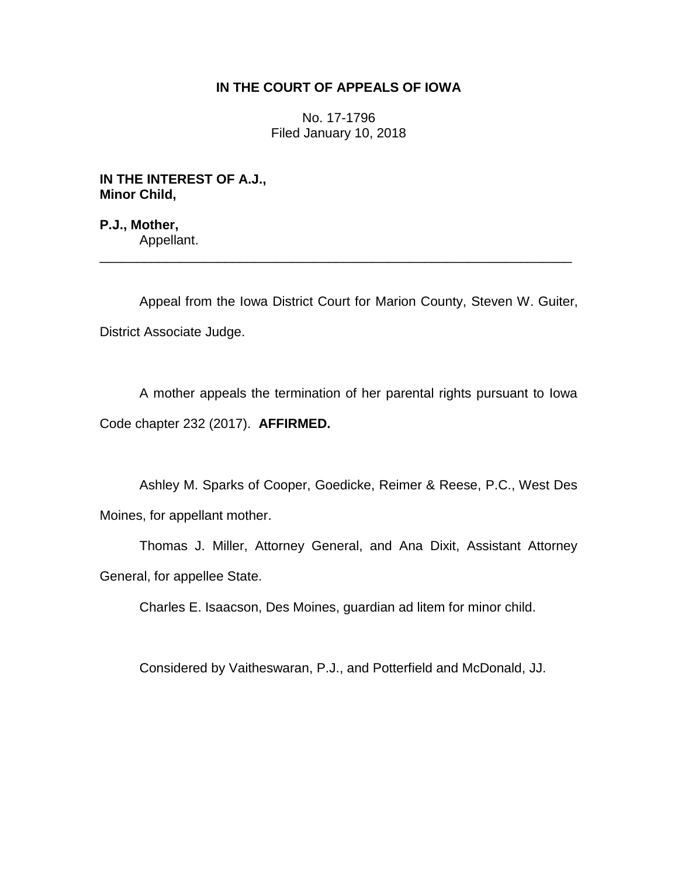# IN THE COURT OF APPEALS OF IOWA

No. 17-1796
Filed January 10, 2018

**IN THE INTEREST OF A.J., Minor Child,**

**P.J., Mother,**
Appellant.

---

Appeal from the Iowa District Court for Marion County, Steven W. Guiter, District Associate Judge.

A mother appeals the termination of her parental rights pursuant to Iowa Code chapter 232 (2017). **AFFIRMED.**

Ashley M. Sparks of Cooper, Goedicke, Reimer & Reese, P.C., West Des Moines, for appellant mother.

Thomas J. Miller, Attorney General, and Ana Dixit, Assistant Attorney General, for appellee State.

Charles E. Isaacson, Des Moines, guardian ad litem for minor child.

Considered by Vaitheswaran, P.J., and Potterfield and McDonald, JJ.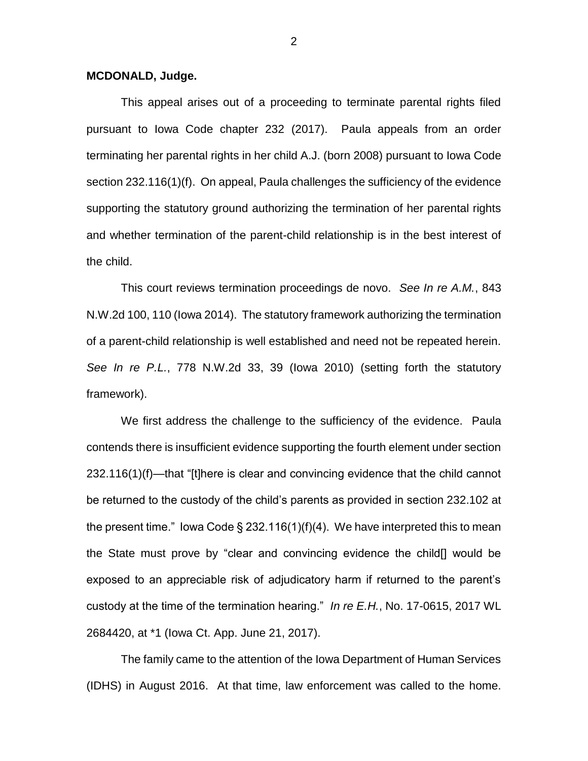**MCDONALD, Judge.**

This appeal arises out of a proceeding to terminate parental rights filed pursuant to Iowa Code chapter 232 (2017). Paula appeals from an order terminating her parental rights in her child A.J. (born 2008) pursuant to Iowa Code section 232.116(1)(f). On appeal, Paula challenges the sufficiency of the evidence supporting the statutory ground authorizing the termination of her parental rights and whether termination of the parent-child relationship is in the best interest of the child.

This court reviews termination proceedings de novo. *See In re A.M.*, 843 N.W.2d 100, 110 (Iowa 2014). The statutory framework authorizing the termination of a parent-child relationship is well established and need not be repeated herein. *See In re P.L.*, 778 N.W.2d 33, 39 (Iowa 2010) (setting forth the statutory framework).

We first address the challenge to the sufficiency of the evidence. Paula contends there is insufficient evidence supporting the fourth element under section 232.116(1)(f)—that "[t]here is clear and convincing evidence that the child cannot be returned to the custody of the child's parents as provided in section 232.102 at the present time." Iowa Code § 232.116(1)(f)(4). We have interpreted this to mean the State must prove by "clear and convincing evidence the child[] would be exposed to an appreciable risk of adjudicatory harm if returned to the parent's custody at the time of the termination hearing." *In re E.H.*, No. 17-0615, 2017 WL 2684420, at *1 (Iowa Ct. App. June 21, 2017).

The family came to the attention of the Iowa Department of Human Services (IDHS) in August 2016. At that time, law enforcement was called to the home.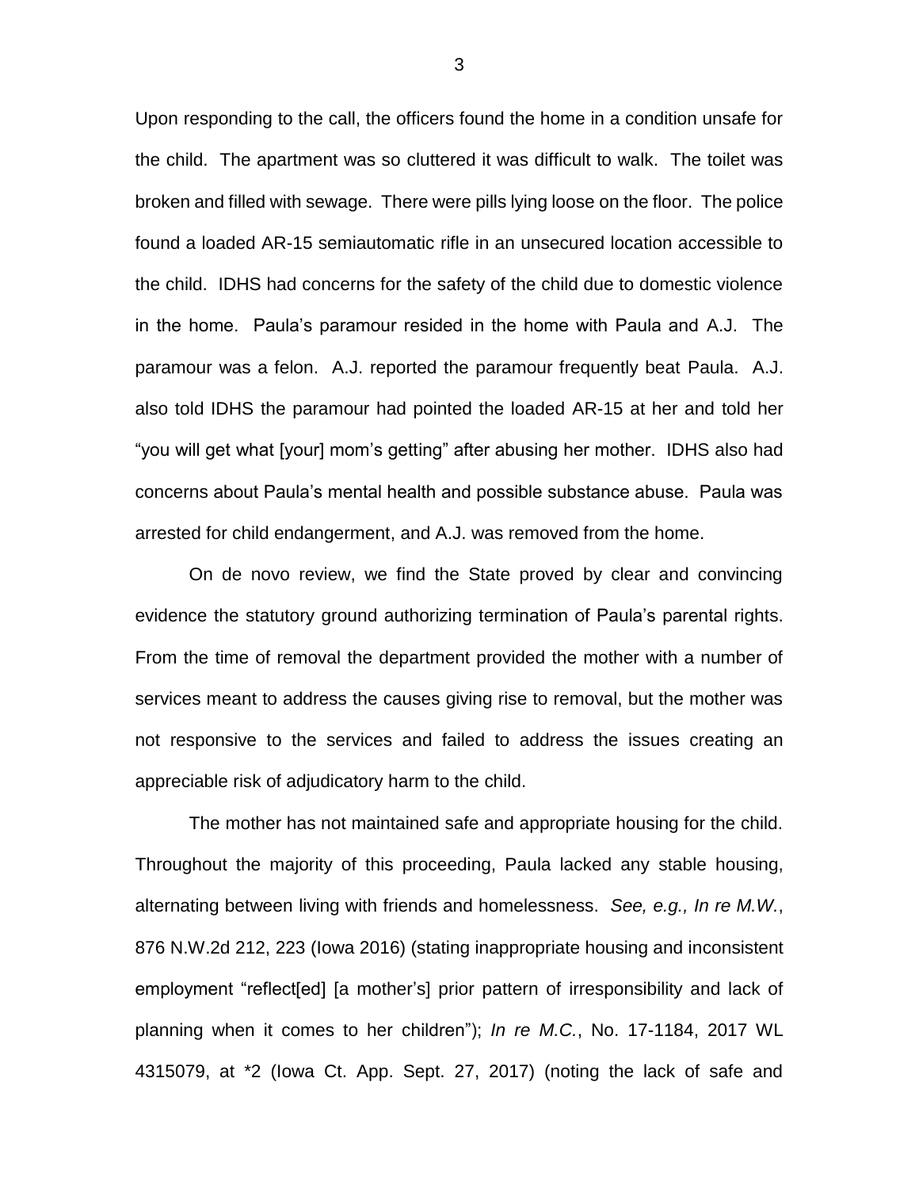Upon responding to the call, the officers found the home in a condition unsafe for the child. The apartment was so cluttered it was difficult to walk. The toilet was broken and filled with sewage. There were pills lying loose on the floor. The police found a loaded AR-15 semiautomatic rifle in an unsecured location accessible to the child. IDHS had concerns for the safety of the child due to domestic violence in the home. Paula's paramour resided in the home with Paula and A.J. The paramour was a felon. A.J. reported the paramour frequently beat Paula. A.J. also told IDHS the paramour had pointed the loaded AR-15 at her and told her "you will get what [your] mom's getting" after abusing her mother. IDHS also had concerns about Paula's mental health and possible substance abuse. Paula was arrested for child endangerment, and A.J. was removed from the home.

On de novo review, we find the State proved by clear and convincing evidence the statutory ground authorizing termination of Paula's parental rights. From the time of removal the department provided the mother with a number of services meant to address the causes giving rise to removal, but the mother was not responsive to the services and failed to address the issues creating an appreciable risk of adjudicatory harm to the child.

The mother has not maintained safe and appropriate housing for the child. Throughout the majority of this proceeding, Paula lacked any stable housing, alternating between living with friends and homelessness. *See, e.g., In re M.W.*, 876 N.W.2d 212, 223 (Iowa 2016) (stating inappropriate housing and inconsistent employment "reflect[ed] [a mother's] prior pattern of irresponsibility and lack of planning when it comes to her children"); *In re M.C.*, No. 17-1184, 2017 WL 4315079, at *2 (Iowa Ct. App. Sept. 27, 2017) (noting the lack of safe and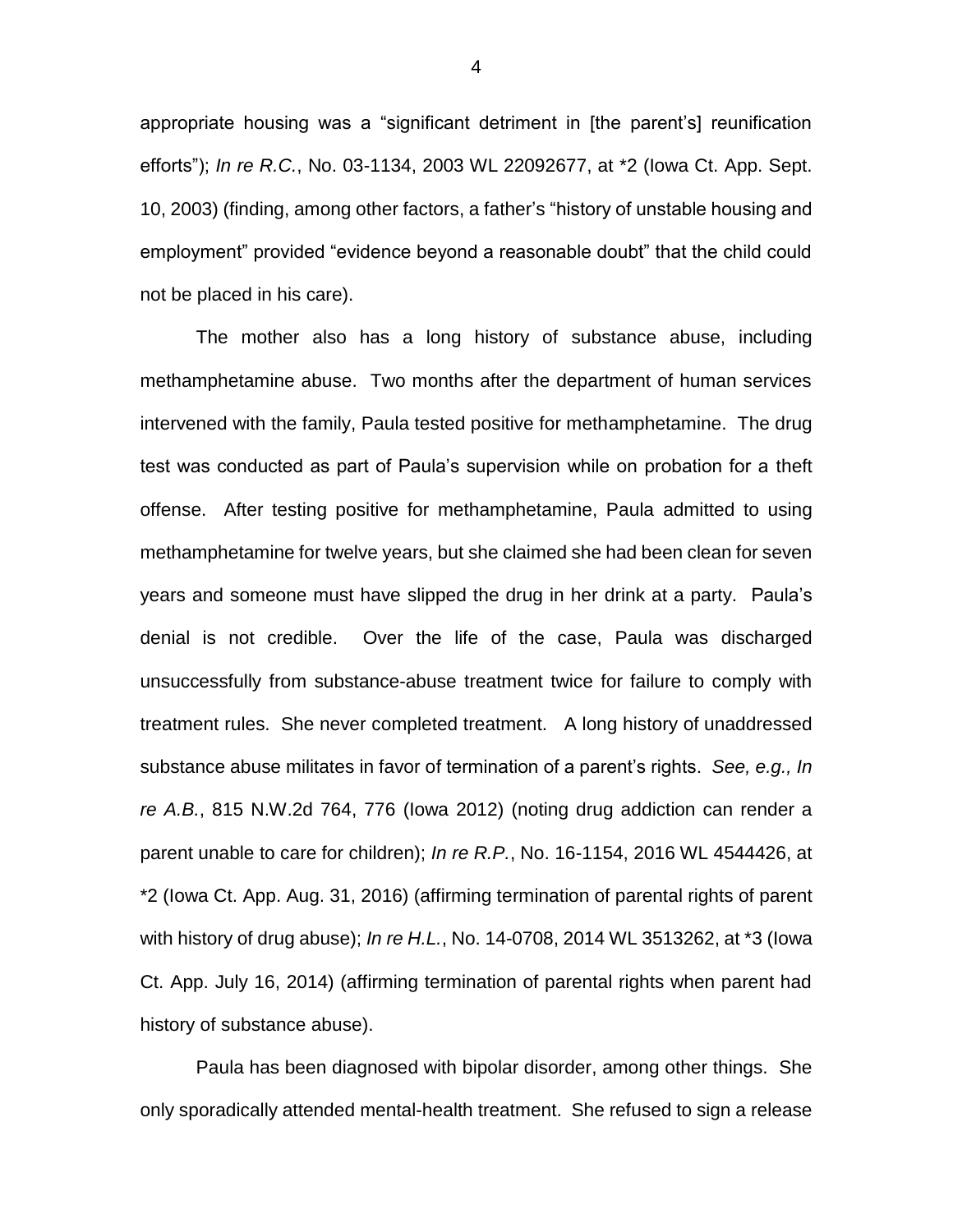appropriate housing was a "significant detriment in [the parent's] reunification efforts"); *In re R.C.*, No. 03-1134, 2003 WL 22092677, at *2 (Iowa Ct. App. Sept. 10, 2003) (finding, among other factors, a father's "history of unstable housing and employment" provided "evidence beyond a reasonable doubt" that the child could not be placed in his care).

The mother also has a long history of substance abuse, including methamphetamine abuse. Two months after the department of human services intervened with the family, Paula tested positive for methamphetamine. The drug test was conducted as part of Paula's supervision while on probation for a theft offense. After testing positive for methamphetamine, Paula admitted to using methamphetamine for twelve years, but she claimed she had been clean for seven years and someone must have slipped the drug in her drink at a party. Paula's denial is not credible. Over the life of the case, Paula was discharged unsuccessfully from substance-abuse treatment twice for failure to comply with treatment rules. She never completed treatment. A long history of unaddressed substance abuse militates in favor of termination of a parent's rights. *See, e.g., In re A.B.*, 815 N.W.2d 764, 776 (Iowa 2012) (noting drug addiction can render a parent unable to care for children); *In re R.P.*, No. 16-1154, 2016 WL 4544426, at *2 (Iowa Ct. App. Aug. 31, 2016) (affirming termination of parental rights of parent with history of drug abuse); *In re H.L.*, No. 14-0708, 2014 WL 3513262, at *3 (Iowa Ct. App. July 16, 2014) (affirming termination of parental rights when parent had history of substance abuse).

Paula has been diagnosed with bipolar disorder, among other things. She only sporadically attended mental-health treatment. She refused to sign a release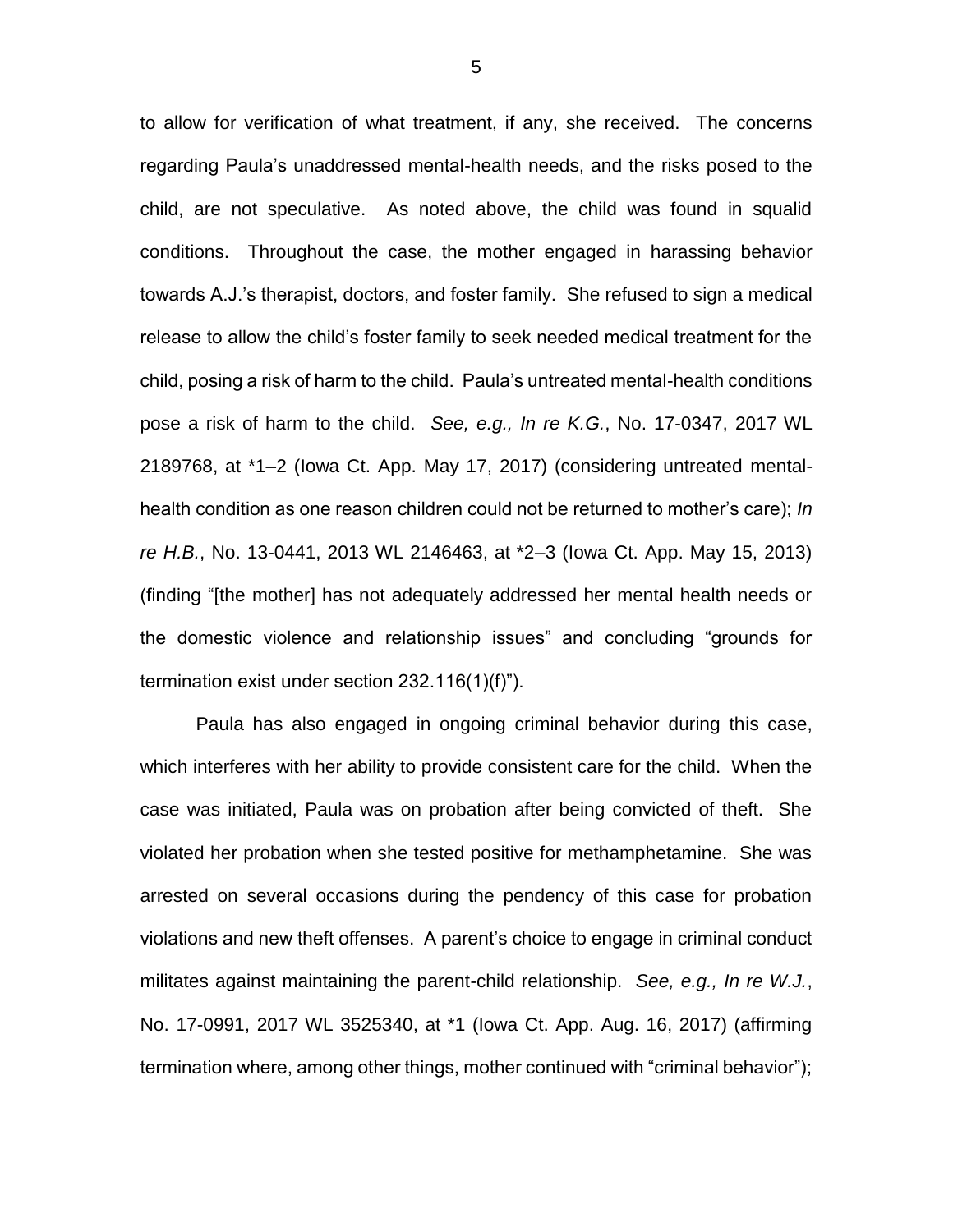to allow for verification of what treatment, if any, she received. The concerns regarding Paula's unaddressed mental-health needs, and the risks posed to the child, are not speculative. As noted above, the child was found in squalid conditions. Throughout the case, the mother engaged in harassing behavior towards A.J.'s therapist, doctors, and foster family. She refused to sign a medical release to allow the child's foster family to seek needed medical treatment for the child, posing a risk of harm to the child. Paula's untreated mental-health conditions pose a risk of harm to the child. *See, e.g., In re K.G.*, No. 17-0347, 2017 WL 2189768, at *1–2 (Iowa Ct. App. May 17, 2017) (considering untreated mental-health condition as one reason children could not be returned to mother's care); *In re H.B.*, No. 13-0441, 2013 WL 2146463, at *2–3 (Iowa Ct. App. May 15, 2013) (finding "[the mother] has not adequately addressed her mental health needs or the domestic violence and relationship issues" and concluding "grounds for termination exist under section 232.116(1)(f)").

Paula has also engaged in ongoing criminal behavior during this case, which interferes with her ability to provide consistent care for the child. When the case was initiated, Paula was on probation after being convicted of theft. She violated her probation when she tested positive for methamphetamine. She was arrested on several occasions during the pendency of this case for probation violations and new theft offenses. A parent's choice to engage in criminal conduct militates against maintaining the parent-child relationship. *See, e.g., In re W.J.*, No. 17-0991, 2017 WL 3525340, at *1 (Iowa Ct. App. Aug. 16, 2017) (affirming termination where, among other things, mother continued with "criminal behavior");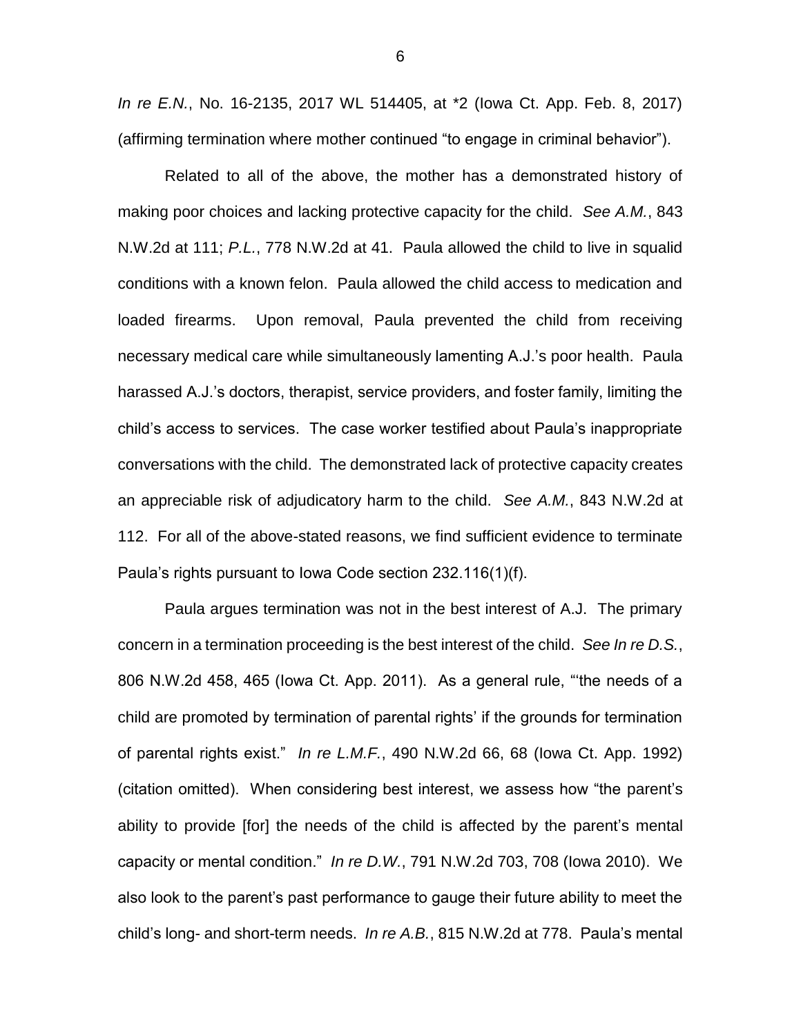*In re E.N.*, No. 16-2135, 2017 WL 514405, at *2 (Iowa Ct. App. Feb. 8, 2017) (affirming termination where mother continued "to engage in criminal behavior").

Related to all of the above, the mother has a demonstrated history of making poor choices and lacking protective capacity for the child. *See A.M.*, 843 N.W.2d at 111; *P.L.*, 778 N.W.2d at 41. Paula allowed the child to live in squalid conditions with a known felon. Paula allowed the child access to medication and loaded firearms. Upon removal, Paula prevented the child from receiving necessary medical care while simultaneously lamenting A.J.'s poor health. Paula harassed A.J.'s doctors, therapist, service providers, and foster family, limiting the child's access to services. The case worker testified about Paula's inappropriate conversations with the child. The demonstrated lack of protective capacity creates an appreciable risk of adjudicatory harm to the child. *See A.M.*, 843 N.W.2d at 112. For all of the above-stated reasons, we find sufficient evidence to terminate Paula's rights pursuant to Iowa Code section 232.116(1)(f).

Paula argues termination was not in the best interest of A.J. The primary concern in a termination proceeding is the best interest of the child. *See In re D.S.*, 806 N.W.2d 458, 465 (Iowa Ct. App. 2011). As a general rule, "'the needs of a child are promoted by termination of parental rights' if the grounds for termination of parental rights exist." *In re L.M.F.*, 490 N.W.2d 66, 68 (Iowa Ct. App. 1992) (citation omitted). When considering best interest, we assess how "the parent's ability to provide [for] the needs of the child is affected by the parent's mental capacity or mental condition." *In re D.W.*, 791 N.W.2d 703, 708 (Iowa 2010). We also look to the parent's past performance to gauge their future ability to meet the child's long- and short-term needs. *In re A.B.*, 815 N.W.2d at 778. Paula's mental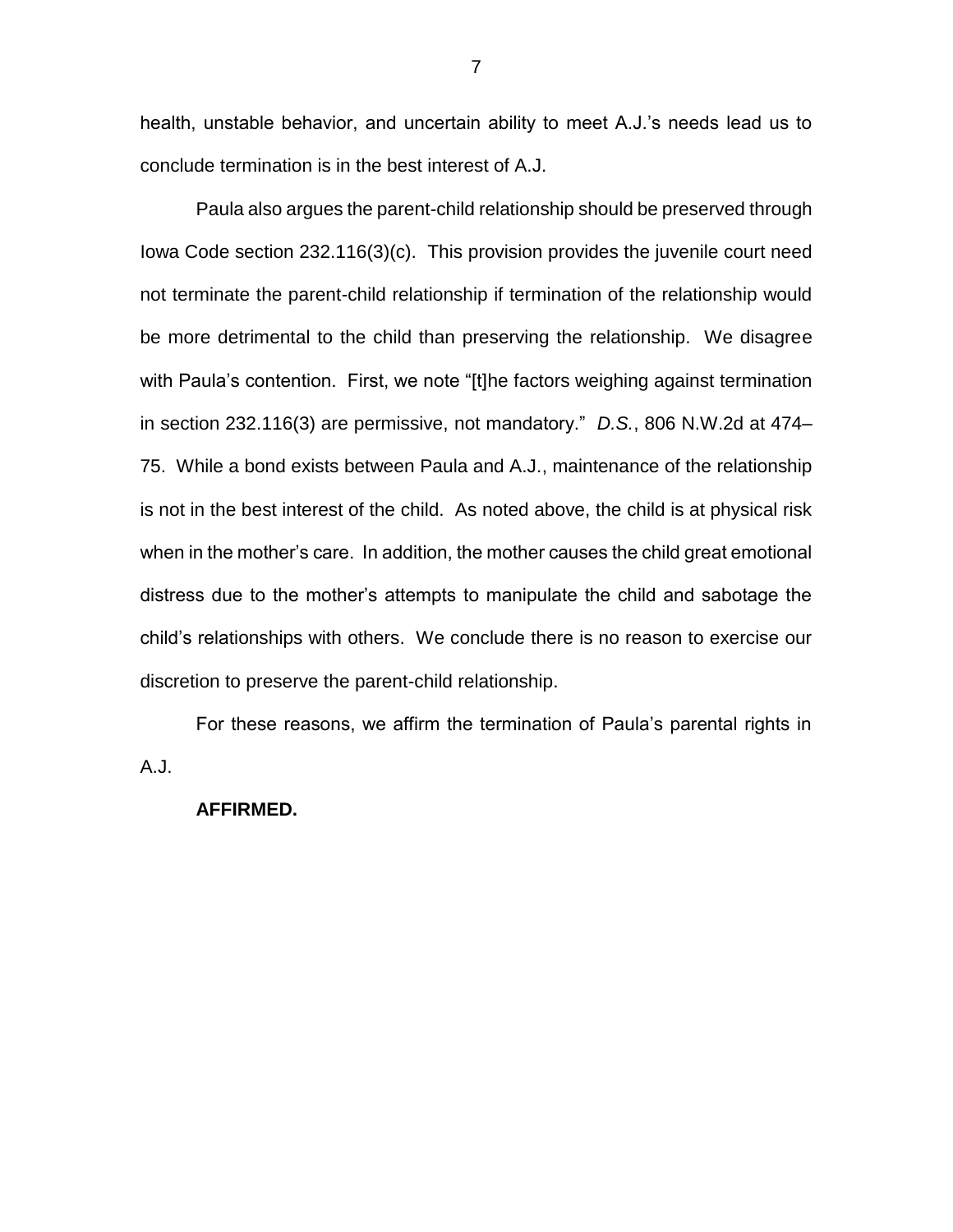health, unstable behavior, and uncertain ability to meet A.J.'s needs lead us to conclude termination is in the best interest of A.J.

Paula also argues the parent-child relationship should be preserved through Iowa Code section 232.116(3)(c). This provision provides the juvenile court need not terminate the parent-child relationship if termination of the relationship would be more detrimental to the child than preserving the relationship. We disagree with Paula's contention. First, we note "[t]he factors weighing against termination in section 232.116(3) are permissive, not mandatory." *D.S.*, 806 N.W.2d at 474–75. While a bond exists between Paula and A.J., maintenance of the relationship is not in the best interest of the child. As noted above, the child is at physical risk when in the mother's care. In addition, the mother causes the child great emotional distress due to the mother's attempts to manipulate the child and sabotage the child's relationships with others. We conclude there is no reason to exercise our discretion to preserve the parent-child relationship.

For these reasons, we affirm the termination of Paula's parental rights in A.J.

**AFFIRMED.**